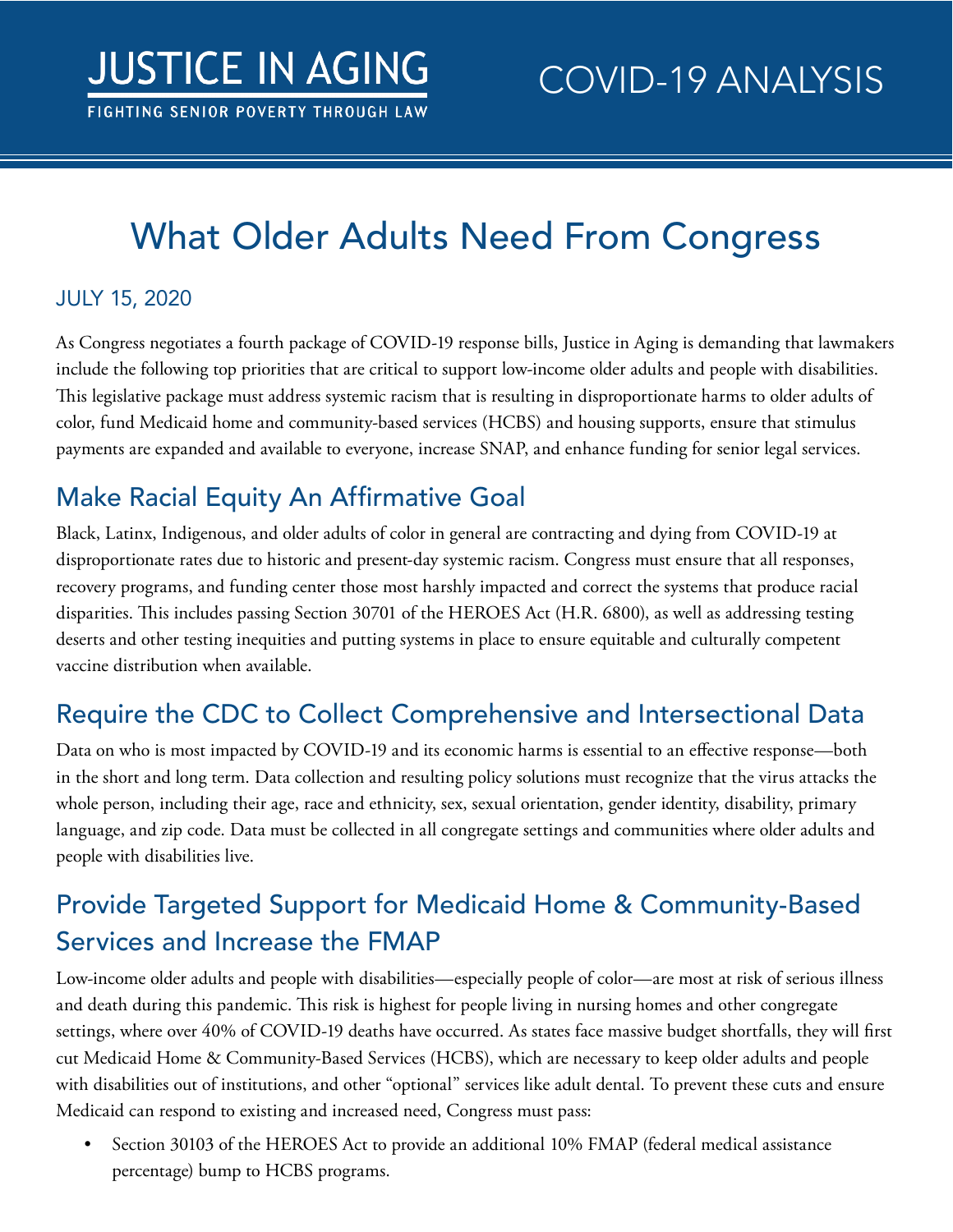JUSTICE IN AGING

FIGHTING SENIOR POVERTY THROUGH LAW

COVID-19 ANALYSIS

# What Older Adults Need From Congress

JULY 15, 2020

As Congress negotiates a fourth package of COVID-19 response bills, Justice in Aging is demanding that lawmakers include the following top priorities that are critical to support low-income older adults and people with disabilities. This legislative package must address systemic racism that is resulting in disproportionate harms to older adults of color, fund Medicaid home and community-based services (HCBS) and housing supports, ensure that stimulus payments are expanded and available to everyone, increase SNAP, and enhance funding for senior legal services.

## Make Racial Equity An Affirmative Goal

Black, Latinx, Indigenous, and older adults of color in general are contracting and dying from COVID-19 at disproportionate rates due to historic and present-day systemic racism. Congress must ensure that all responses, recovery programs, and funding center those most harshly impacted and correct the systems that produce racial disparities. This includes passing Section 30701 of the HEROES Act (H.R. 6800), as well as addressing testing deserts and other testing inequities and putting systems in place to ensure equitable and culturally competent vaccine distribution when available.

## Require the CDC to Collect Comprehensive and Intersectional Data

Data on who is most impacted by COVID-19 and its economic harms is essential to an effective response—both in the short and long term. Data collection and resulting policy solutions must recognize that the virus attacks the whole person, including their age, race and ethnicity, sex, sexual orientation, gender identity, disability, primary language, and zip code. Data must be collected in all congregate settings and communities where older adults and people with disabilities live.

## Provide Targeted Support for Medicaid Home & Community-Based Services and Increase the FMAP

Low-income older adults and people with disabilities—especially people of color—are most at risk of serious illness and death during this pandemic. This risk is highest for people living in nursing homes and other congregate settings, where over 40% of COVID-19 deaths have occurred. As states face massive budget shortfalls, they will first cut Medicaid Home & Community-Based Services (HCBS), which are necessary to keep older adults and people with disabilities out of institutions, and other "optional" services like adult dental. To prevent these cuts and ensure Medicaid can respond to existing and increased need, Congress must pass:

- Section 30103 of the HEROES Act to provide an additional 10% FMAP (federal medical assistance percentage) bump to HCBS programs.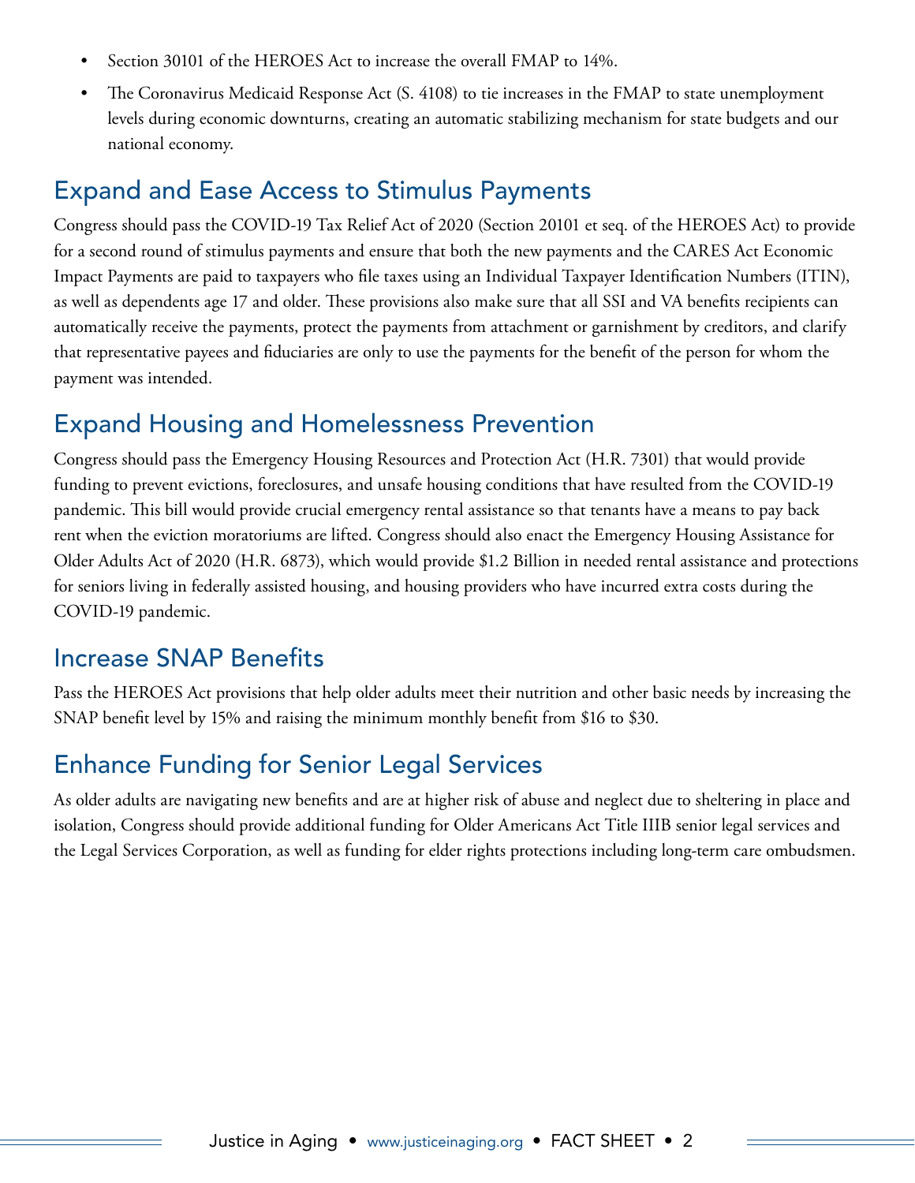- Section 30101 of the HEROES Act to increase the overall FMAP to 14%.
- The Coronavirus Medicaid Response Act (S. 4108) to tie increases in the FMAP to state unemployment levels during economic downturns, creating an automatic stabilizing mechanism for state budgets and our national economy.

## Expand and Ease Access to Stimulus Payments

Congress should pass the COVID-19 Tax Relief Act of 2020 (Section 20101 et seq. of the HEROES Act) to provide for a second round of stimulus payments and ensure that both the new payments and the CARES Act Economic Impact Payments are paid to taxpayers who file taxes using an Individual Taxpayer Identification Numbers (ITIN), as well as dependents age 17 and older. These provisions also make sure that all SSI and VA benefits recipients can automatically receive the payments, protect the payments from attachment or garnishment by creditors, and clarify that representative payees and fiduciaries are only to use the payments for the benefit of the person for whom the payment was intended.

## Expand Housing and Homelessness Prevention

Congress should pass the Emergency Housing Resources and Protection Act (H.R. 7301) that would provide funding to prevent evictions, foreclosures, and unsafe housing conditions that have resulted from the COVID-19 pandemic. This bill would provide crucial emergency rental assistance so that tenants have a means to pay back rent when the eviction moratoriums are lifted. Congress should also enact the Emergency Housing Assistance for Older Adults Act of 2020 (H.R. 6873), which would provide $1.2 Billion in needed rental assistance and protections for seniors living in federally assisted housing, and housing providers who have incurred extra costs during the COVID-19 pandemic.

## Increase SNAP Benefits

Pass the HEROES Act provisions that help older adults meet their nutrition and other basic needs by increasing the SNAP benefit level by 15% and raising the minimum monthly benefit from $16 to $30.

## Enhance Funding for Senior Legal Services

As older adults are navigating new benefits and are at higher risk of abuse and neglect due to sheltering in place and isolation, Congress should provide additional funding for Older Americans Act Title IIIB senior legal services and the Legal Services Corporation, as well as funding for elder rights protections including long-term care ombudsmen.